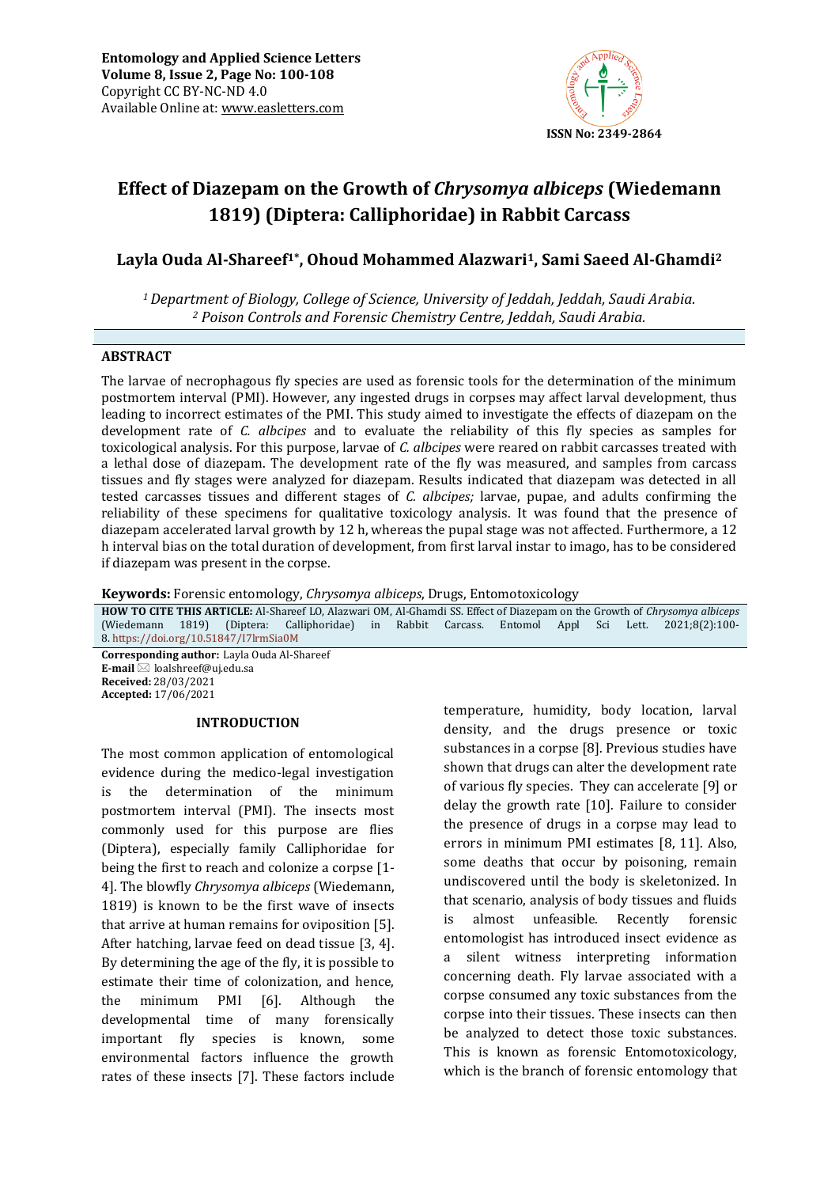# Effect of Diazepam on the Growth of *Chrysomya albiceps* (Wiedemann 1819) (Diptera: Calliphoridae) in Rabbit Carcass

**Layla Ouda Al-Shareef[1*], Ohoud Mohammed Alazwari[1], Sami Saeed Al-Ghamdi[2]**

*[1] Department of Biology, College of Science, University of Jeddah, Jeddah, Saudi Arabia.*
*[2] Poison Controls and Forensic Chemistry Centre, Jeddah, Saudi Arabia.*

## ABSTRACT

The larvae of necrophagous fly species are used as forensic tools for the determination of the minimum postmortem interval (PMI). However, any ingested drugs in corpses may affect larval development, thus leading to incorrect estimates of the PMI. This study aimed to investigate the effects of diazepam on the development rate of *C. albcipes* and to evaluate the reliability of this fly species as samples for toxicological analysis. For this purpose, larvae of *C. albcipes* were reared on rabbit carcasses treated with a lethal dose of diazepam. The development rate of the fly was measured, and samples from carcass tissues and fly stages were analyzed for diazepam. Results indicated that diazepam was detected in all tested carcasses tissues and different stages of *C. albcipes;* larvae, pupae, and adults confirming the reliability of these specimens for qualitative toxicology analysis. It was found that the presence of diazepam accelerated larval growth by 12 h, whereas the pupal stage was not affected. Furthermore, a 12 h interval bias on the total duration of development, from first larval instar to imago, has to be considered if diazepam was present in the corpse.

**Keywords:** Forensic entomology, *Chrysomya albiceps*, Drugs, Entomotoxicology

**HOW TO CITE THIS ARTICLE:** Al-Shareef LO, Alazwari OM, Al-Ghamdi SS. Effect of Diazepam on the Growth of *Chrysomya albiceps* (Wiedemann 1819) (Diptera: Calliphoridae) in Rabbit Carcass. Entomol Appl Sci Lett. 2021;8(2):100-8. https://doi.org/10.51847/I7lrmSia0M

**Corresponding author:** Layla Ouda Al-Shareef
**E-mail** ✉ loalshreef@uj.edu.sa
**Received:** 28/03/2021
**Accepted:** 17/06/2021

## INTRODUCTION

The most common application of entomological evidence during the medico-legal investigation is the determination of the minimum postmortem interval (PMI). The insects most commonly used for this purpose are flies (Diptera), especially family Calliphoridae for being the first to reach and colonize a corpse [1-4]. The blowfly *Chrysomya albiceps* (Wiedemann, 1819) is known to be the first wave of insects that arrive at human remains for oviposition [5]. After hatching, larvae feed on dead tissue [3, 4]. By determining the age of the fly, it is possible to estimate their time of colonization, and hence, the minimum PMI [6]. Although the developmental time of many forensically important fly species is known, some environmental factors influence the growth rates of these insects [7]. These factors include temperature, humidity, body location, larval density, and the drugs presence or toxic substances in a corpse [8]. Previous studies have shown that drugs can alter the development rate of various fly species. They can accelerate [9] or delay the growth rate [10]. Failure to consider the presence of drugs in a corpse may lead to errors in minimum PMI estimates [8, 11]. Also, some deaths that occur by poisoning, remain undiscovered until the body is skeletonized. In that scenario, analysis of body tissues and fluids is almost unfeasible. Recently forensic entomologist has introduced insect evidence as a silent witness interpreting information concerning death. Fly larvae associated with a corpse consumed any toxic substances from the corpse into their tissues. These insects can then be analyzed to detect those toxic substances. This is known as forensic Entomotoxicology, which is the branch of forensic entomology that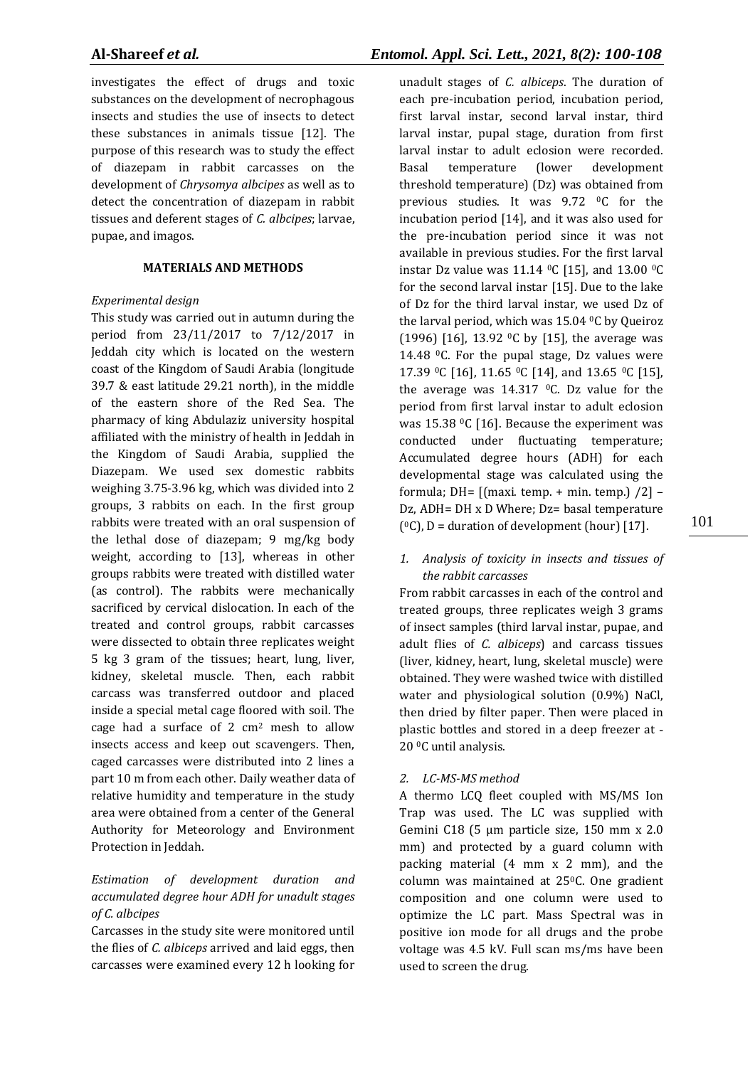investigates the effect of drugs and toxic substances on the development of necrophagous insects and studies the use of insects to detect these substances in animals tissue [12]. The purpose of this research was to study the effect of diazepam in rabbit carcasses on the development of *Chrysomya albcipes* as well as to detect the concentration of diazepam in rabbit tissues and deferent stages of *C. albcipes*; larvae, pupae, and imagos.

## MATERIALS AND METHODS

### *Experimental design*

This study was carried out in autumn during the period from 23/11/2017 to 7/12/2017 in Jeddah city which is located on the western coast of the Kingdom of Saudi Arabia (longitude 39.7 & east latitude 29.21 north), in the middle of the eastern shore of the Red Sea. The pharmacy of king Abdulaziz university hospital affiliated with the ministry of health in Jeddah in the Kingdom of Saudi Arabia, supplied the Diazepam. We used sex domestic rabbits weighing 3.75-3.96 kg, which was divided into 2 groups, 3 rabbits on each. In the first group rabbits were treated with an oral suspension of the lethal dose of diazepam; 9 mg/kg body weight, according to [13], whereas in other groups rabbits were treated with distilled water (as control). The rabbits were mechanically sacrificed by cervical dislocation. In each of the treated and control groups, rabbit carcasses were dissected to obtain three replicates weight 5 kg 3 gram of the tissues; heart, lung, liver, kidney, skeletal muscle. Then, each rabbit carcass was transferred outdoor and placed inside a special metal cage floored with soil. The cage had a surface of 2 $cm^2$ mesh to allow insects access and keep out scavengers. Then, caged carcasses were distributed into 2 lines a part 10 m from each other. Daily weather data of relative humidity and temperature in the study area were obtained from a center of the General Authority for Meteorology and Environment Protection in Jeddah.

### *Estimation of development duration and accumulated degree hour ADH for unadult stages of C. albcipes*

Carcasses in the study site were monitored until the flies of *C. albiceps* arrived and laid eggs, then carcasses were examined every 12 h looking for unadult stages of *C. albiceps*. The duration of each pre-incubation period, incubation period, first larval instar, second larval instar, third larval instar, pupal stage, duration from first larval instar to adult eclosion were recorded. Basal temperature (lower development threshold temperature) (Dz) was obtained from previous studies. It was 9.72 $^0$C for the incubation period [14], and it was also used for the pre-incubation period since it was not available in previous studies. For the first larval instar Dz value was 11.14 $^0$C [15], and 13.00 $^0$C for the second larval instar [15]. Due to the lake of Dz for the third larval instar, we used Dz of the larval period, which was 15.04 $^0$C by Queiroz (1996) [16], 13.92 $^0$C by [15], the average was 14.48 $^0$C. For the pupal stage, Dz values were 17.39 $^0$C [16], 11.65 $^0$C [14], and 13.65 $^0$C [15], the average was 14.317 $^0$C. Dz value for the period from first larval instar to adult eclosion was 15.38 $^0$C [16]. Because the experiment was conducted under fluctuating temperature; Accumulated degree hours (ADH) for each developmental stage was calculated using the formula; DH= [(maxi. temp. + min. temp.) /2] – Dz, ADH= DH x D Where; Dz= basal temperature ($^0$C), D = duration of development (hour) [17].

### *1. Analysis of toxicity in insects and tissues of the rabbit carcasses*

From rabbit carcasses in each of the control and treated groups, three replicates weigh 3 grams of insect samples (third larval instar, pupae, and adult flies of *C. albiceps*) and carcass tissues (liver, kidney, heart, lung, skeletal muscle) were obtained. They were washed twice with distilled water and physiological solution (0.9%) NaCl, then dried by filter paper. Then were placed in plastic bottles and stored in a deep freezer at -20 $^0$C until analysis.

### *2. LC-MS-MS method*

A thermo LCQ fleet coupled with MS/MS Ion Trap was used. The LC was supplied with Gemini C18 (5 µm particle size, 150 mm x 2.0 mm) and protected by a guard column with packing material (4 mm x 2 mm), and the column was maintained at 25$^0$C. One gradient composition and one column were used to optimize the LC part. Mass Spectral was in positive ion mode for all drugs and the probe voltage was 4.5 kV. Full scan ms/ms have been used to screen the drug.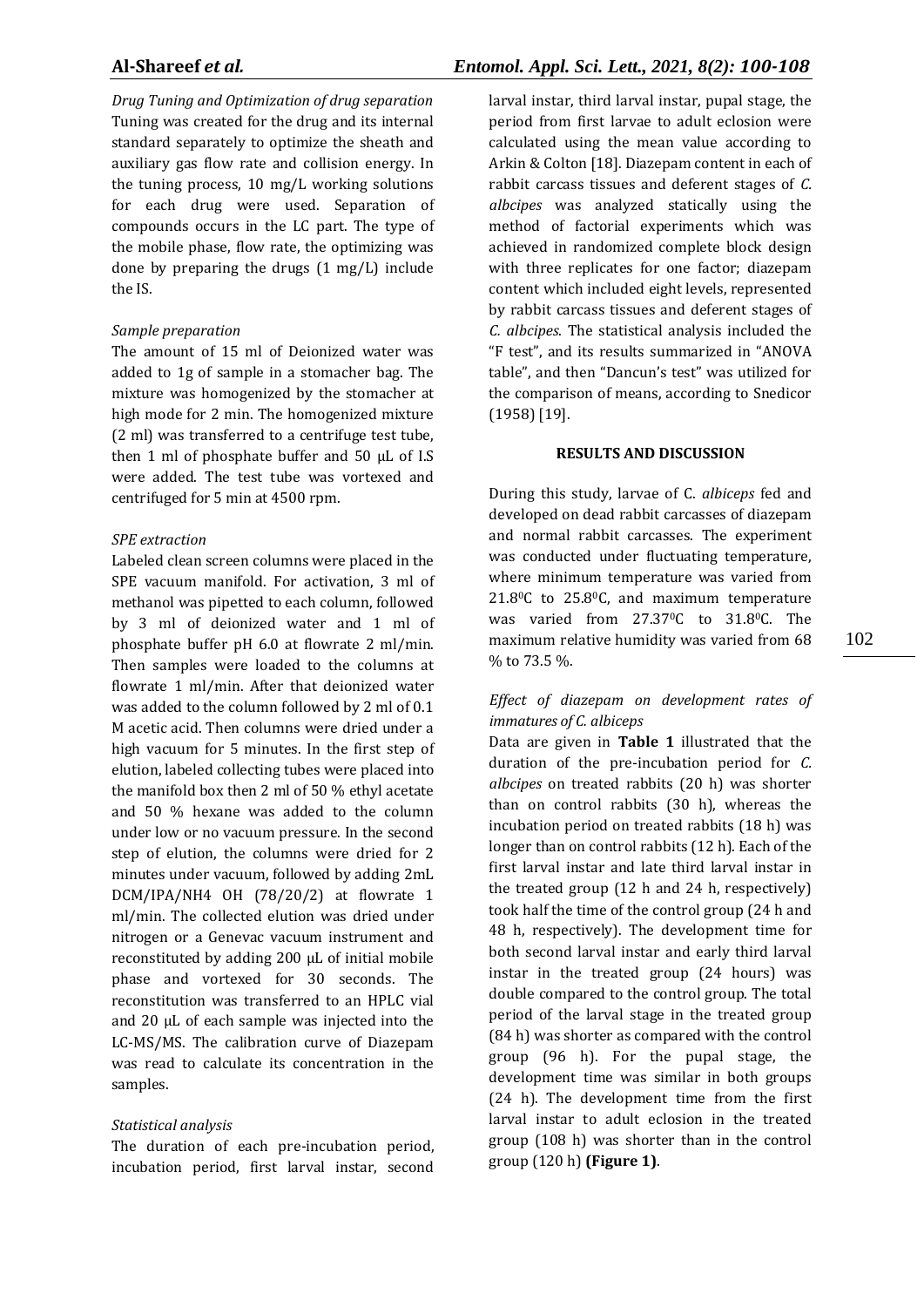*Drug Tuning and Optimization of drug separation*

Tuning was created for the drug and its internal standard separately to optimize the sheath and auxiliary gas flow rate and collision energy. In the tuning process, 10 mg/L working solutions for each drug were used. Separation of compounds occurs in the LC part. The type of the mobile phase, flow rate, the optimizing was done by preparing the drugs (1 mg/L) include the IS.

*Sample preparation*

The amount of 15 ml of Deionized water was added to 1g of sample in a stomacher bag. The mixture was homogenized by the stomacher at high mode for 2 min. The homogenized mixture (2 ml) was transferred to a centrifuge test tube, then 1 ml of phosphate buffer and 50 µL of I.S were added. The test tube was vortexed and centrifuged for 5 min at 4500 rpm.

*SPE extraction*

Labeled clean screen columns were placed in the SPE vacuum manifold. For activation, 3 ml of methanol was pipetted to each column, followed by 3 ml of deionized water and 1 ml of phosphate buffer pH 6.0 at flowrate 2 ml/min. Then samples were loaded to the columns at flowrate 1 ml/min. After that deionized water was added to the column followed by 2 ml of 0.1 M acetic acid. Then columns were dried under a high vacuum for 5 minutes. In the first step of elution, labeled collecting tubes were placed into the manifold box then 2 ml of 50 % ethyl acetate and 50 % hexane was added to the column under low or no vacuum pressure. In the second step of elution, the columns were dried for 2 minutes under vacuum, followed by adding 2mL DCM/IPA/NH4 OH (78/20/2) at flowrate 1 ml/min. The collected elution was dried under nitrogen or a Genevac vacuum instrument and reconstituted by adding 200 µL of initial mobile phase and vortexed for 30 seconds. The reconstitution was transferred to an HPLC vial and 20 µL of each sample was injected into the LC-MS/MS. The calibration curve of Diazepam was read to calculate its concentration in the samples.

*Statistical analysis*

The duration of each pre-incubation period, incubation period, first larval instar, second larval instar, third larval instar, pupal stage, the period from first larvae to adult eclosion were calculated using the mean value according to Arkin & Colton [18]. Diazepam content in each of rabbit carcass tissues and deferent stages of *C. albcipes* was analyzed statically using the method of factorial experiments which was achieved in randomized complete block design with three replicates for one factor; diazepam content which included eight levels, represented by rabbit carcass tissues and deferent stages of *C. albcipes*. The statistical analysis included the "F test", and its results summarized in "ANOVA table", and then "Dancun's test" was utilized for the comparison of means, according to Snedicor (1958) [19].

## RESULTS AND DISCUSSION

During this study, larvae of C. *albiceps* fed and developed on dead rabbit carcasses of diazepam and normal rabbit carcasses. The experiment was conducted under fluctuating temperature, where minimum temperature was varied from 21.8$^0$C to 25.8$^0$C, and maximum temperature was varied from 27.37$^0$C to 31.8$^0$C. The maximum relative humidity was varied from 68 % to 73.5 %.

*Effect of diazepam on development rates of immatures of C. albiceps*

Data are given in **Table 1** illustrated that the duration of the pre-incubation period for *C. albcipes* on treated rabbits (20 h) was shorter than on control rabbits (30 h), whereas the incubation period on treated rabbits (18 h) was longer than on control rabbits (12 h). Each of the first larval instar and late third larval instar in the treated group (12 h and 24 h, respectively) took half the time of the control group (24 h and 48 h, respectively). The development time for both second larval instar and early third larval instar in the treated group (24 hours) was double compared to the control group. The total period of the larval stage in the treated group (84 h) was shorter as compared with the control group (96 h). For the pupal stage, the development time was similar in both groups (24 h). The development time from the first larval instar to adult eclosion in the treated group (108 h) was shorter than in the control group (120 h) **(Figure 1)**.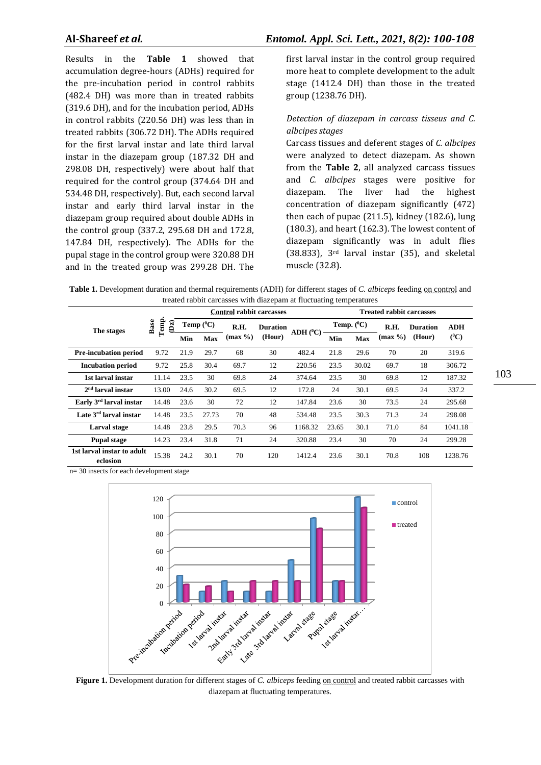Results in the **Table 1** showed that accumulation degree-hours (ADHs) required for the pre-incubation period in control rabbits (482.4 DH) was more than in treated rabbits (319.6 DH), and for the incubation period, ADHs in control rabbits (220.56 DH) was less than in treated rabbits (306.72 DH). The ADHs required for the first larval instar and late third larval instar in the diazepam group (187.32 DH and 298.08 DH, respectively) were about half that required for the control group (374.64 DH and 534.48 DH, respectively). But, each second larval instar and early third larval instar in the diazepam group required about double ADHs in the control group (337.2, 295.68 DH and 172.8, 147.84 DH, respectively). The ADHs for the pupal stage in the control group were 320.88 DH and in the treated group was 299.28 DH. The first larval instar in the control group required more heat to complete development to the adult stage (1412.4 DH) than those in the treated group (1238.76 DH).

*Detection of diazepam in carcass tisseus and C. albcipes stages*

Carcass tissues and deferent stages of *C. albcipes* were analyzed to detect diazepam. As shown from the **Table 2**, all analyzed carcass tissues and *C. albcipes* stages were positive for diazepam. The liver had the highest concentration of diazepam significantly (472) then each of pupae (211.5), kidney (182.6), lung (180.3), and heart (162.3). The lowest content of diazepam significantly was in adult flies (38.833), 3rd larval instar (35), and skeletal muscle (32.8).

**Table 1.** Development duration and thermal requirements (ADH) for different stages of *C. albiceps* feeding on control and treated rabbit carcasses with diazepam at fluctuating temperatures

| The stages | Base Temp. (Dz) | Control rabbit carcasses | | | | | Treated rabbit carcasses | | | | |
|---|---|---|---|---|---|---|---|---|---|---|---|
| | | Temp (⁰C) | | R.H. (max %) | Duration (Hour) | ADH (⁰C) | Temp. (⁰C) | | R.H. (max %) | Duration (Hour) | ADH (⁰C) |
| | | Min | Max | | | | Min | Max | | | |
| **Pre-incubation period** | 9.72 | 21.9 | 29.7 | 68 | 30 | 482.4 | 21.8 | 29.6 | 70 | 20 | 319.6 |
| **Incubation period** | 9.72 | 25.8 | 30.4 | 69.7 | 12 | 220.56 | 23.5 | 30.02 | 69.7 | 18 | 306.72 |
| **1st larval instar** | 11.14 | 23.5 | 30 | 69.8 | 24 | 374.64 | 23.5 | 30 | 69.8 | 12 | 187.32 |
| **2nd larval instar** | 13.00 | 24.6 | 30.2 | 69.5 | 12 | 172.8 | 24 | 30.1 | 69.5 | 24 | 337.2 |
| **Early 3rd larval instar** | 14.48 | 23.6 | 30 | 72 | 12 | 147.84 | 23.6 | 30 | 73.5 | 24 | 295.68 |
| **Late 3rd larval instar** | 14.48 | 23.5 | 27.73 | 70 | 48 | 534.48 | 23.5 | 30.3 | 71.3 | 24 | 298.08 |
| **Larval stage** | 14.48 | 23.8 | 29.5 | 70.3 | 96 | 1168.32 | 23.65 | 30.1 | 71.0 | 84 | 1041.18 |
| **Pupal stage** | 14.23 | 23.4 | 31.8 | 71 | 24 | 320.88 | 23.4 | 30 | 70 | 24 | 299.28 |
| **1st larval instar to adult eclosion** | 15.38 | 24.2 | 30.1 | 70 | 120 | 1412.4 | 23.6 | 30.1 | 70.8 | 108 | 1238.76 |

n= 30 insects for each development stage

**Figure 1.** Development duration for different stages of *C. albiceps* feeding on control and treated rabbit carcasses with diazepam at fluctuating temperatures.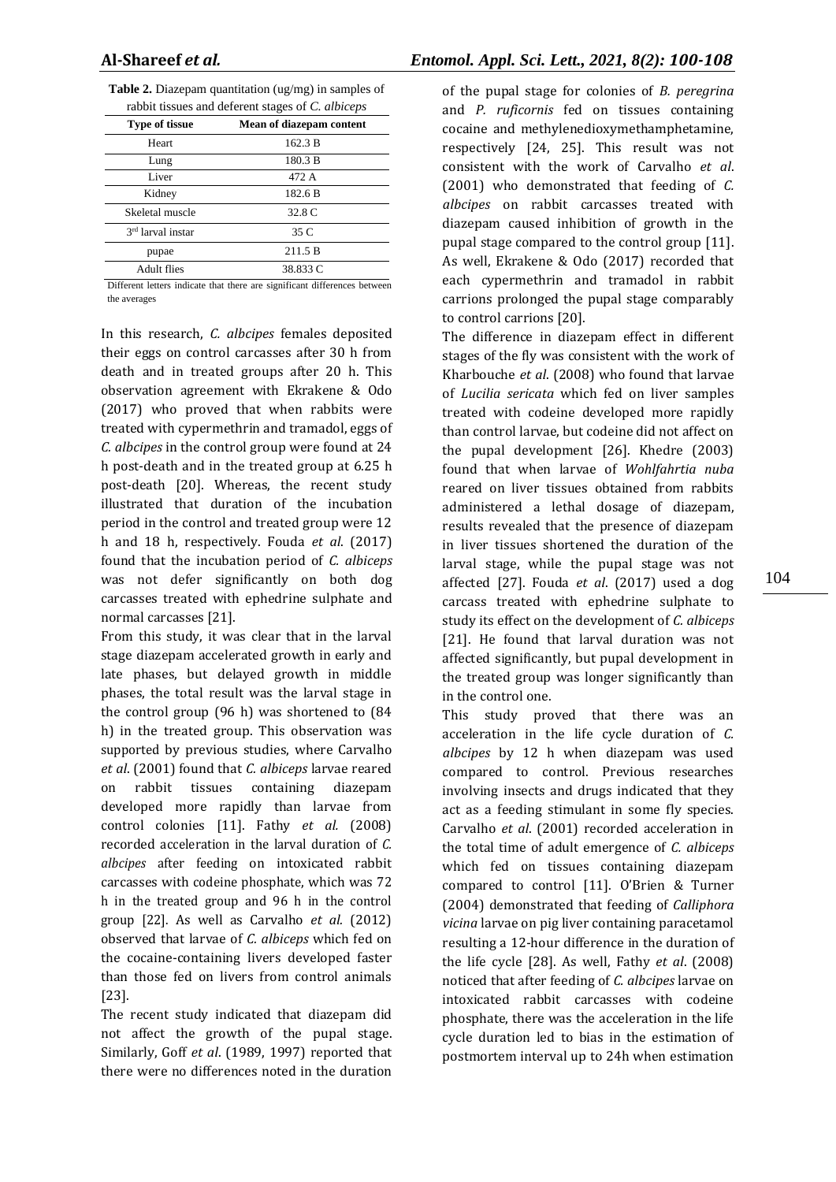**Table 2.** Diazepam quantitation (ug/mg) in samples of rabbit tissues and deferent stages of *C. albiceps*

| Type of tissue | Mean of diazepam content |
|---|---|
| Heart | 162.3 B |
| Lung | 180.3 B |
| Liver | 472 A |
| Kidney | 182.6 B |
| Skeletal muscle | 32.8 C |
| 3rd larval instar | 35 C |
| pupae | 211.5 B |
| Adult flies | 38.833 C |

Different letters indicate that there are significant differences between the averages

In this research, *C. albcipes* females deposited their eggs on control carcasses after 30 h from death and in treated groups after 20 h. This observation agreement with Ekrakene & Odo (2017) who proved that when rabbits were treated with cypermethrin and tramadol, eggs of *C. albcipes* in the control group were found at 24 h post-death and in the treated group at 6.25 h post-death [20]. Whereas, the recent study illustrated that duration of the incubation period in the control and treated group were 12 h and 18 h, respectively. Fouda *et al*. (2017) found that the incubation period of *C. albiceps* was not defer significantly on both dog carcasses treated with ephedrine sulphate and normal carcasses [21].

From this study, it was clear that in the larval stage diazepam accelerated growth in early and late phases, but delayed growth in middle phases, the total result was the larval stage in the control group (96 h) was shortened to (84 h) in the treated group. This observation was supported by previous studies, where Carvalho *et al*. (2001) found that *C. albiceps* larvae reared on rabbit tissues containing diazepam developed more rapidly than larvae from control colonies [11]. Fathy *et al.* (2008) recorded acceleration in the larval duration of *C. albcipes* after feeding on intoxicated rabbit carcasses with codeine phosphate, which was 72 h in the treated group and 96 h in the control group [22]. As well as Carvalho *et al*. (2012) observed that larvae of *C. albiceps* which fed on the cocaine-containing livers developed faster than those fed on livers from control animals [23].

The recent study indicated that diazepam did not affect the growth of the pupal stage. Similarly, Goff *et al*. (1989, 1997) reported that there were no differences noted in the duration of the pupal stage for colonies of *B. peregrina* and *P. ruficornis* fed on tissues containing cocaine and methylenedioxymethamphetamine, respectively [24, 25]. This result was not consistent with the work of Carvalho *et al*. (2001) who demonstrated that feeding of *C. albcipes* on rabbit carcasses treated with diazepam caused inhibition of growth in the pupal stage compared to the control group [11]. As well, Ekrakene & Odo (2017) recorded that each cypermethrin and tramadol in rabbit carrions prolonged the pupal stage comparably to control carrions [20].

The difference in diazepam effect in different stages of the fly was consistent with the work of Kharbouche *et al*. (2008) who found that larvae of *Lucilia sericata* which fed on liver samples treated with codeine developed more rapidly than control larvae, but codeine did not affect on the pupal development [26]. Khedre (2003) found that when larvae of *Wohlfahrtia nuba* reared on liver tissues obtained from rabbits administered a lethal dosage of diazepam, results revealed that the presence of diazepam in liver tissues shortened the duration of the larval stage, while the pupal stage was not affected [27]. Fouda *et al*. (2017) used a dog carcass treated with ephedrine sulphate to study its effect on the development of *C. albiceps* [21]. He found that larval duration was not affected significantly, but pupal development in the treated group was longer significantly than in the control one.

This study proved that there was an acceleration in the life cycle duration of *C. albcipes* by 12 h when diazepam was used compared to control. Previous researches involving insects and drugs indicated that they act as a feeding stimulant in some fly species. Carvalho *et al*. (2001) recorded acceleration in the total time of adult emergence of *C. albiceps* which fed on tissues containing diazepam compared to control [11]. O'Brien & Turner (2004) demonstrated that feeding of *Calliphora vicina* larvae on pig liver containing paracetamol resulting a 12-hour difference in the duration of the life cycle [28]. As well, Fathy *et al*. (2008) noticed that after feeding of *C. albcipes* larvae on intoxicated rabbit carcasses with codeine phosphate, there was the acceleration in the life cycle duration led to bias in the estimation of postmortem interval up to 24h when estimation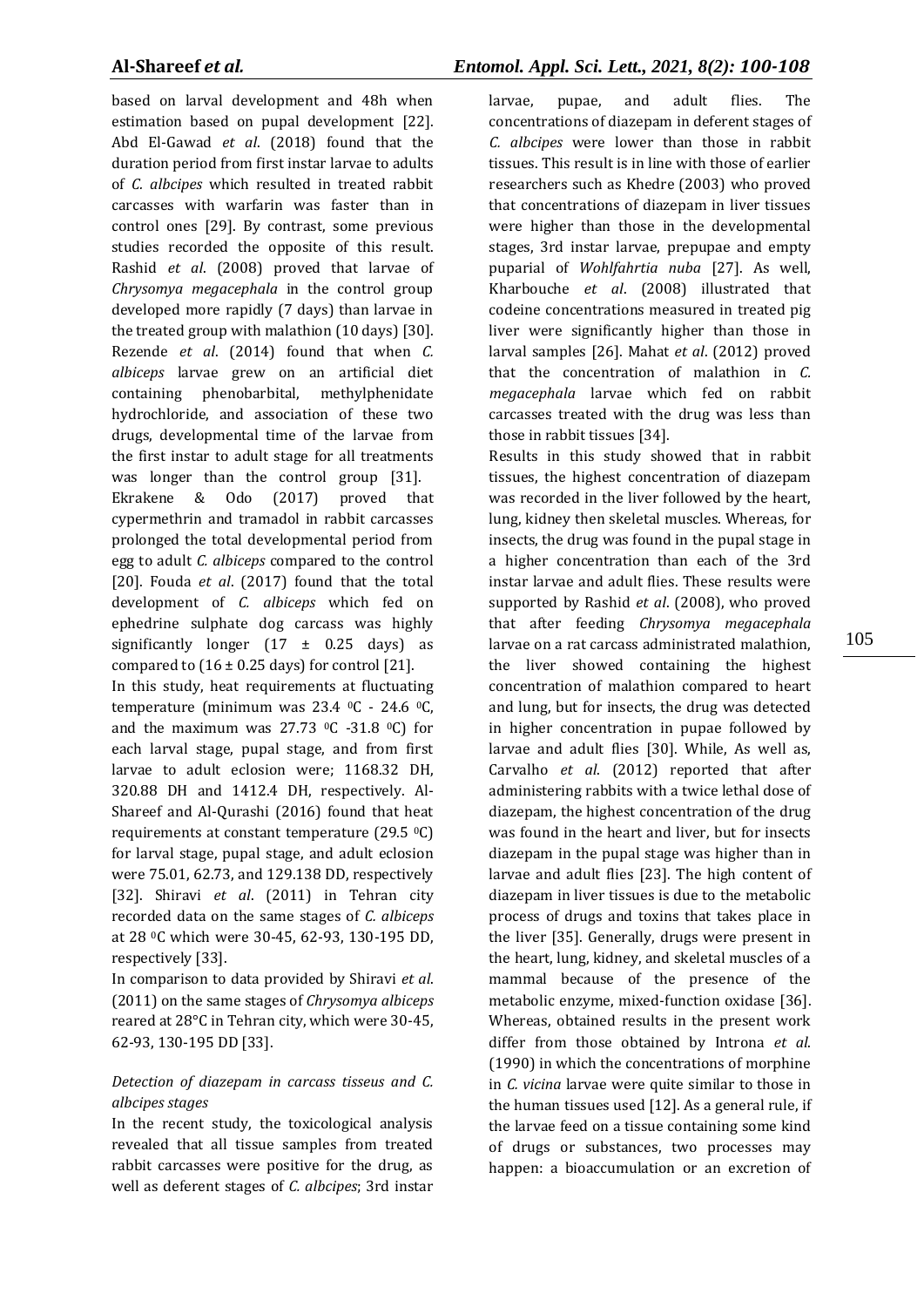based on larval development and 48h when estimation based on pupal development [22]. Abd El-Gawad *et al*. (2018) found that the duration period from first instar larvae to adults of *C. albcipes* which resulted in treated rabbit carcasses with warfarin was faster than in control ones [29]. By contrast, some previous studies recorded the opposite of this result. Rashid *et al*. (2008) proved that larvae of *Chrysomya megacephala* in the control group developed more rapidly (7 days) than larvae in the treated group with malathion (10 days) [30]. Rezende *et al*. (2014) found that when *C. albiceps* larvae grew on an artificial diet containing phenobarbital, methylphenidate hydrochloride, and association of these two drugs, developmental time of the larvae from the first instar to adult stage for all treatments was longer than the control group [31]. Ekrakene & Odo (2017) proved that cypermethrin and tramadol in rabbit carcasses prolonged the total developmental period from egg to adult *C. albiceps* compared to the control [20]. Fouda *et al*. (2017) found that the total development of *C. albiceps* which fed on ephedrine sulphate dog carcass was highly significantly longer (17 ± 0.25 days) as compared to (16 ± 0.25 days) for control [21].

In this study, heat requirements at fluctuating temperature (minimum was 23.4 $^0$C - 24.6 $^0$C, and the maximum was 27.73 $^0$C -31.8 $^0$C) for each larval stage, pupal stage, and from first larvae to adult eclosion were; 1168.32 DH, 320.88 DH and 1412.4 DH, respectively. Al-Shareef and Al-Qurashi (2016) found that heat requirements at constant temperature (29.5 $^0$C) for larval stage, pupal stage, and adult eclosion were 75.01, 62.73, and 129.138 DD, respectively [32]. Shiravi *et al*. (2011) in Tehran city recorded data on the same stages of *C. albiceps* at 28 $^0$C which were 30-45, 62-93, 130-195 DD, respectively [33].

In comparison to data provided by Shiravi *et al*. (2011) on the same stages of *Chrysomya albiceps* reared at 28°C in Tehran city, which were 30-45, 62-93, 130-195 DD [33].

### *Detection of diazepam in carcass tisseus and C. albcipes stages*

In the recent study, the toxicological analysis revealed that all tissue samples from treated rabbit carcasses were positive for the drug, as well as deferent stages of *C. albcipes*; 3rd instar larvae, pupae, and adult flies. The concentrations of diazepam in deferent stages of *C. albcipes* were lower than those in rabbit tissues. This result is in line with those of earlier researchers such as Khedre (2003) who proved that concentrations of diazepam in liver tissues were higher than those in the developmental stages, 3rd instar larvae, prepupae and empty puparial of *Wohlfahrtia nuba* [27]. As well, Kharbouche *et al*. (2008) illustrated that codeine concentrations measured in treated pig liver were significantly higher than those in larval samples [26]. Mahat *et al*. (2012) proved that the concentration of malathion in *C. megacephala* larvae which fed on rabbit carcasses treated with the drug was less than those in rabbit tissues [34].

Results in this study showed that in rabbit tissues, the highest concentration of diazepam was recorded in the liver followed by the heart, lung, kidney then skeletal muscles. Whereas, for insects, the drug was found in the pupal stage in a higher concentration than each of the 3rd instar larvae and adult flies. These results were supported by Rashid *et al*. (2008), who proved that after feeding *Chrysomya megacephala* larvae on a rat carcass administrated malathion, the liver showed containing the highest concentration of malathion compared to heart and lung, but for insects, the drug was detected in higher concentration in pupae followed by larvae and adult flies [30]. While, As well as, Carvalho *et al*. (2012) reported that after administering rabbits with a twice lethal dose of diazepam, the highest concentration of the drug was found in the heart and liver, but for insects diazepam in the pupal stage was higher than in larvae and adult flies [23]. The high content of diazepam in liver tissues is due to the metabolic process of drugs and toxins that takes place in the liver [35]. Generally, drugs were present in the heart, lung, kidney, and skeletal muscles of a mammal because of the presence of the metabolic enzyme, mixed-function oxidase [36]. Whereas, obtained results in the present work differ from those obtained by Introna *et al*. (1990) in which the concentrations of morphine in *C. vicina* larvae were quite similar to those in the human tissues used [12]. As a general rule, if the larvae feed on a tissue containing some kind of drugs or substances, two processes may happen: a bioaccumulation or an excretion of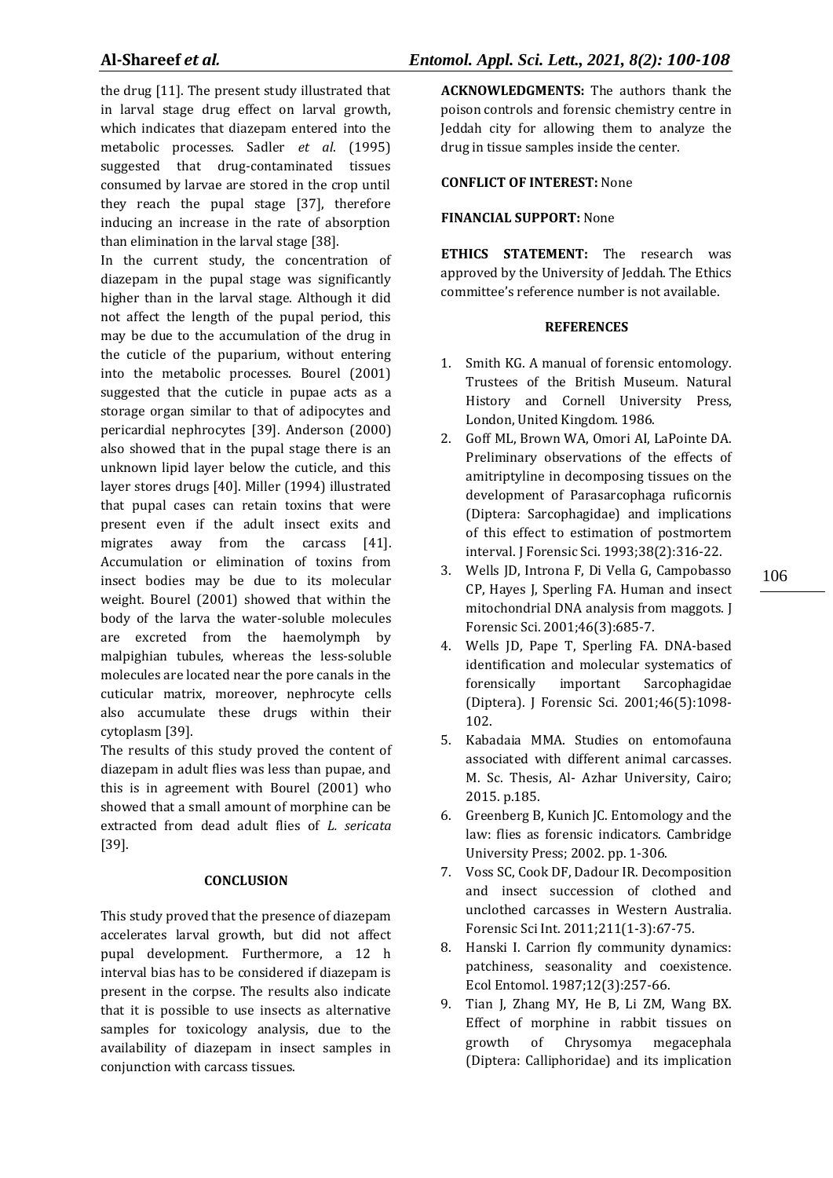the drug [11]. The present study illustrated that in larval stage drug effect on larval growth, which indicates that diazepam entered into the metabolic processes. Sadler *et al*. (1995) suggested that drug-contaminated tissues consumed by larvae are stored in the crop until they reach the pupal stage [37], therefore inducing an increase in the rate of absorption than elimination in the larval stage [38].

In the current study, the concentration of diazepam in the pupal stage was significantly higher than in the larval stage. Although it did not affect the length of the pupal period, this may be due to the accumulation of the drug in the cuticle of the puparium, without entering into the metabolic processes. Bourel (2001) suggested that the cuticle in pupae acts as a storage organ similar to that of adipocytes and pericardial nephrocytes [39]. Anderson (2000) also showed that in the pupal stage there is an unknown lipid layer below the cuticle, and this layer stores drugs [40]. Miller (1994) illustrated that pupal cases can retain toxins that were present even if the adult insect exits and migrates away from the carcass [41]. Accumulation or elimination of toxins from insect bodies may be due to its molecular weight. Bourel (2001) showed that within the body of the larva the water-soluble molecules are excreted from the haemolymph by malpighian tubules, whereas the less-soluble molecules are located near the pore canals in the cuticular matrix, moreover, nephrocyte cells also accumulate these drugs within their cytoplasm [39].

The results of this study proved the content of diazepam in adult flies was less than pupae, and this is in agreement with Bourel (2001) who showed that a small amount of morphine can be extracted from dead adult flies of *L. sericata* [39].

## CONCLUSION

This study proved that the presence of diazepam accelerates larval growth, but did not affect pupal development. Furthermore, a 12 h interval bias has to be considered if diazepam is present in the corpse. The results also indicate that it is possible to use insects as alternative samples for toxicology analysis, due to the availability of diazepam in insect samples in conjunction with carcass tissues.

**ACKNOWLEDGMENTS:** The authors thank the poison controls and forensic chemistry centre in Jeddah city for allowing them to analyze the drug in tissue samples inside the center.

**CONFLICT OF INTEREST:** None

**FINANCIAL SUPPORT:** None

**ETHICS STATEMENT:** The research was approved by the University of Jeddah. The Ethics committee's reference number is not available.

## REFERENCES

1. Smith KG. A manual of forensic entomology. Trustees of the British Museum. Natural History and Cornell University Press, London, United Kingdom. 1986.
2. Goff ML, Brown WA, Omori AI, LaPointe DA. Preliminary observations of the effects of amitriptyline in decomposing tissues on the development of Parasarcophaga ruficornis (Diptera: Sarcophagidae) and implications of this effect to estimation of postmortem interval. J Forensic Sci. 1993;38(2):316-22.
3. Wells JD, Introna F, Di Vella G, Campobasso CP, Hayes J, Sperling FA. Human and insect mitochondrial DNA analysis from maggots. J Forensic Sci. 2001;46(3):685-7.
4. Wells JD, Pape T, Sperling FA. DNA-based identification and molecular systematics of forensically important Sarcophagidae (Diptera). J Forensic Sci. 2001;46(5):1098-102.
5. Kabadaia MMA. Studies on entomofauna associated with different animal carcasses. M. Sc. Thesis, Al- Azhar University, Cairo; 2015. p.185.
6. Greenberg B, Kunich JC. Entomology and the law: flies as forensic indicators. Cambridge University Press; 2002. pp. 1-306.
7. Voss SC, Cook DF, Dadour IR. Decomposition and insect succession of clothed and unclothed carcasses in Western Australia. Forensic Sci Int. 2011;211(1-3):67-75.
8. Hanski I. Carrion fly community dynamics: patchiness, seasonality and coexistence. Ecol Entomol. 1987;12(3):257-66.
9. Tian J, Zhang MY, He B, Li ZM, Wang BX. Effect of morphine in rabbit tissues on growth of Chrysomya megacephala (Diptera: Calliphoridae) and its implication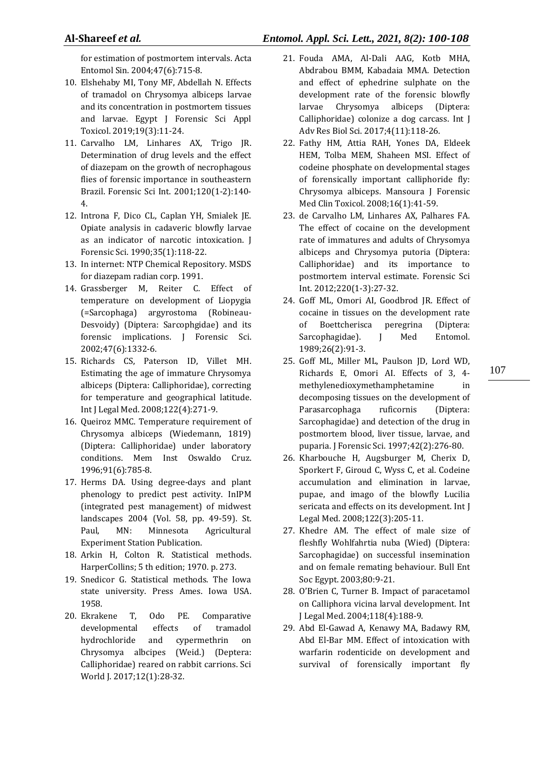for estimation of postmortem intervals. Acta Entomol Sin. 2004;47(6):715-8.

10. Elshehaby MI, Tony MF, Abdellah N. Effects of tramadol on Chrysomya albiceps larvae and its concentration in postmortem tissues and larvae. Egypt J Forensic Sci Appl Toxicol. 2019;19(3):11-24.
11. Carvalho LM, Linhares AX, Trigo JR. Determination of drug levels and the effect of diazepam on the growth of necrophagous flies of forensic importance in southeastern Brazil. Forensic Sci Int. 2001;120(1-2):140-4.
12. Introna F, Dico CL, Caplan YH, Smialek JE. Opiate analysis in cadaveric blowfly larvae as an indicator of narcotic intoxication. J Forensic Sci. 1990;35(1):118-22.
13. In internet: NTP Chemical Repository. MSDS for diazepam radian corp. 1991.
14. Grassberger M, Reiter C. Effect of temperature on development of Liopygia (=Sarcophaga) argyrostoma (Robineau-Desvoidy) (Diptera: Sarcophgidae) and its forensic implications. J Forensic Sci. 2002;47(6):1332-6.
15. Richards CS, Paterson ID, Villet MH. Estimating the age of immature Chrysomya albiceps (Diptera: Calliphoridae), correcting for temperature and geographical latitude. Int J Legal Med. 2008;122(4):271-9.
16. Queiroz MMC. Temperature requirement of Chrysomya albiceps (Wiedemann, 1819) (Diptera: Calliphoridae) under laboratory conditions. Mem Inst Oswaldo Cruz. 1996;91(6):785-8.
17. Herms DA. Using degree-days and plant phenology to predict pest activity. InIPM (integrated pest management) of midwest landscapes 2004 (Vol. 58, pp. 49-59). St. Paul, MN: Minnesota Agricultural Experiment Station Publication.
18. Arkin H, Colton R. Statistical methods. HarperCollins; 5 th edition; 1970. p. 273.
19. Snedicor G. Statistical methods. The Iowa state university. Press Ames. Iowa USA. 1958.
20. Ekrakene T, Odo PE. Comparative developmental effects of tramadol hydrochloride and cypermethrin on Chrysomya albcipes (Weid.) (Deptera: Calliphoridae) reared on rabbit carrions. Sci World J. 2017;12(1):28-32.
21. Fouda AMA, Al-Dali AAG, Kotb MHA, Abdrabou BMM, Kabadaia MMA. Detection and effect of ephedrine sulphate on the development rate of the forensic blowfly larvae Chrysomya albiceps (Diptera: Calliphoridae) colonize a dog carcass. Int J Adv Res Biol Sci. 2017;4(11):118-26.
22. Fathy HM, Attia RAH, Yones DA, Eldeek HEM, Tolba MEM, Shaheen MSI. Effect of codeine phosphate on developmental stages of forensically important calliphoride fly: Chrysomya albiceps. Mansoura J Forensic Med Clin Toxicol. 2008;16(1):41-59.
23. de Carvalho LM, Linhares AX, Palhares FA. The effect of cocaine on the development rate of immatures and adults of Chrysomya albiceps and Chrysomya putoria (Diptera: Calliphoridae) and its importance to postmortem interval estimate. Forensic Sci Int. 2012;220(1-3):27-32.
24. Goff ML, Omori AI, Goodbrod JR. Effect of cocaine in tissues on the development rate of Boettcherisca peregrina (Diptera: Sarcophagidae). J Med Entomol. 1989;26(2):91-3.
25. Goff ML, Miller ML, Paulson JD, Lord WD, Richards E, Omori AI. Effects of 3, 4-methylenedioxymethamphetamine in decomposing tissues on the development of Parasarcophaga ruficornis (Diptera: Sarcophagidae) and detection of the drug in postmortem blood, liver tissue, larvae, and puparia. J Forensic Sci. 1997;42(2):276-80.
26. Kharbouche H, Augsburger M, Cherix D, Sporkert F, Giroud C, Wyss C, et al. Codeine accumulation and elimination in larvae, pupae, and imago of the blowfly Lucilia sericata and effects on its development. Int J Legal Med. 2008;122(3):205-11.
27. Khedre AM. The effect of male size of fleshfly Wohlfahrtia nuba (Wied) (Diptera: Sarcophagidae) on successful insemination and on female remating behaviour. Bull Ent Soc Egypt. 2003;80:9-21.
28. O'Brien C, Turner B. Impact of paracetamol on Calliphora vicina larval development. Int J Legal Med. 2004;118(4):188-9.
29. Abd El-Gawad A, Kenawy MA, Badawy RM, Abd El-Bar MM. Effect of intoxication with warfarin rodenticide on development and survival of forensically important fly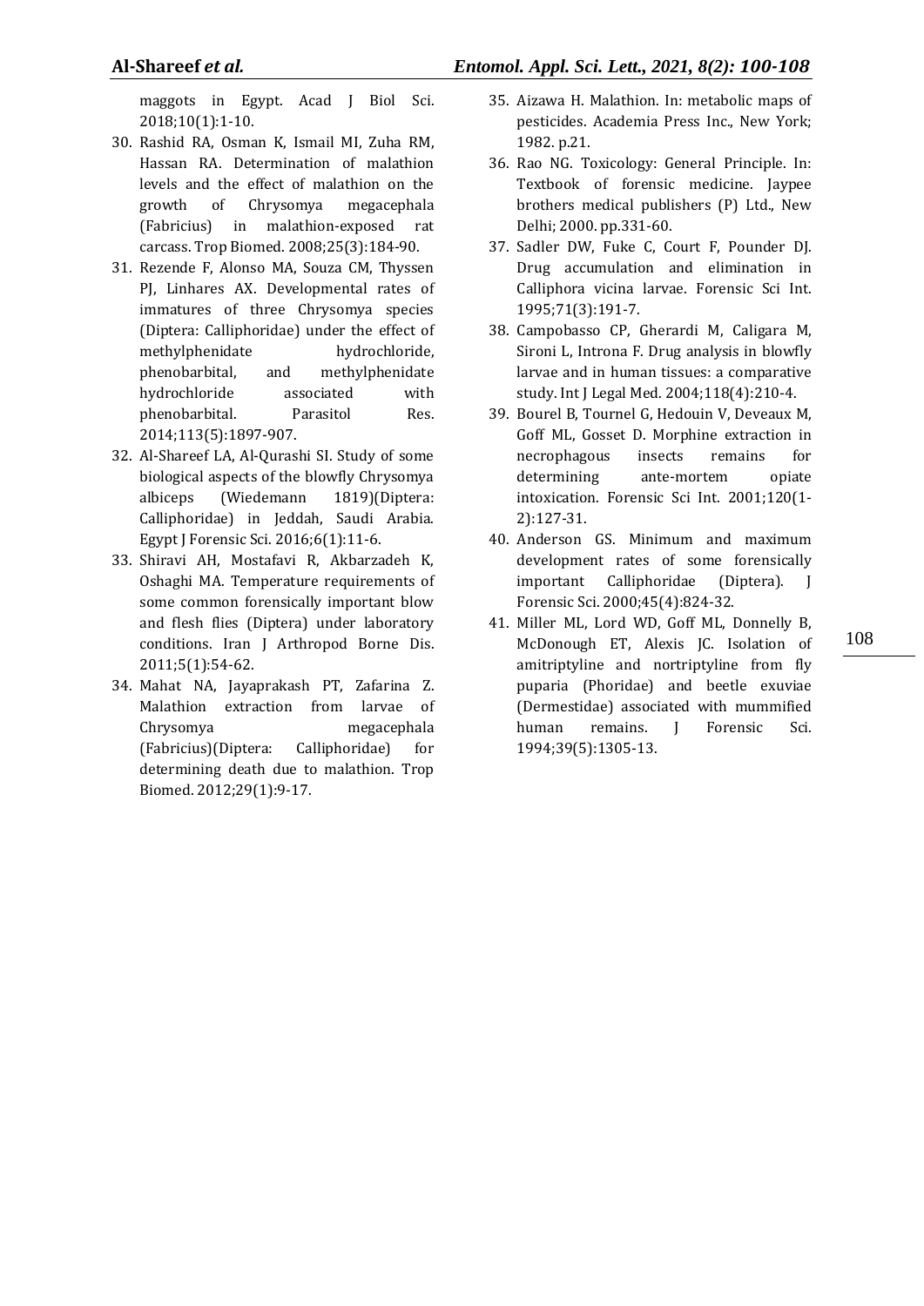maggots in Egypt. Acad J Biol Sci. 2018;10(1):1-10.

30. Rashid RA, Osman K, Ismail MI, Zuha RM, Hassan RA. Determination of malathion levels and the effect of malathion on the growth of Chrysomya megacephala (Fabricius) in malathion-exposed rat carcass. Trop Biomed. 2008;25(3):184-90.
31. Rezende F, Alonso MA, Souza CM, Thyssen PJ, Linhares AX. Developmental rates of immatures of three Chrysomya species (Diptera: Calliphoridae) under the effect of methylphenidate hydrochloride, phenobarbital, and methylphenidate hydrochloride associated with phenobarbital. Parasitol Res. 2014;113(5):1897-907.
32. Al-Shareef LA, Al-Qurashi SI. Study of some biological aspects of the blowfly Chrysomya albiceps (Wiedemann 1819)(Diptera: Calliphoridae) in Jeddah, Saudi Arabia. Egypt J Forensic Sci. 2016;6(1):11-6.
33. Shiravi AH, Mostafavi R, Akbarzadeh K, Oshaghi MA. Temperature requirements of some common forensically important blow and flesh flies (Diptera) under laboratory conditions. Iran J Arthropod Borne Dis. 2011;5(1):54-62.
34. Mahat NA, Jayaprakash PT, Zafarina Z. Malathion extraction from larvae of Chrysomya megacephala (Fabricius)(Diptera: Calliphoridae) for determining death due to malathion. Trop Biomed. 2012;29(1):9-17.
35. Aizawa H. Malathion. In: metabolic maps of pesticides. Academia Press Inc., New York; 1982. p.21.
36. Rao NG. Toxicology: General Principle. In: Textbook of forensic medicine. Jaypee brothers medical publishers (P) Ltd., New Delhi; 2000. pp.331-60.
37. Sadler DW, Fuke C, Court F, Pounder DJ. Drug accumulation and elimination in Calliphora vicina larvae. Forensic Sci Int. 1995;71(3):191-7.
38. Campobasso CP, Gherardi M, Caligara M, Sironi L, Introna F. Drug analysis in blowfly larvae and in human tissues: a comparative study. Int J Legal Med. 2004;118(4):210-4.
39. Bourel B, Tournel G, Hedouin V, Deveaux M, Goff ML, Gosset D. Morphine extraction in necrophagous insects remains for determining ante-mortem opiate intoxication. Forensic Sci Int. 2001;120(1-2):127-31.
40. Anderson GS. Minimum and maximum development rates of some forensically important Calliphoridae (Diptera). J Forensic Sci. 2000;45(4):824-32.
41. Miller ML, Lord WD, Goff ML, Donnelly B, McDonough ET, Alexis JC. Isolation of amitriptyline and nortriptyline from fly puparia (Phoridae) and beetle exuviae (Dermestidae) associated with mummified human remains. J Forensic Sci. 1994;39(5):1305-13.